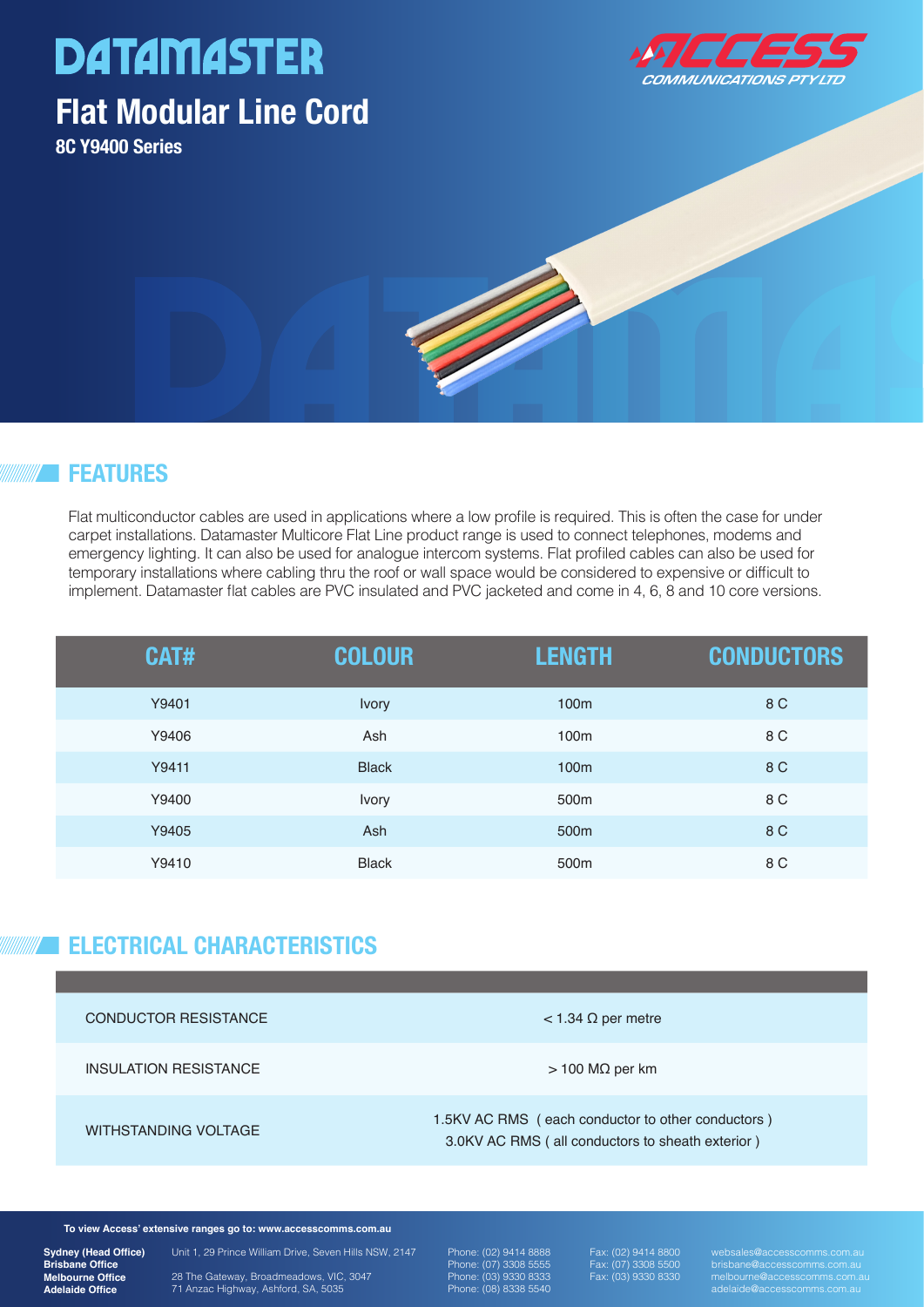# DATAMASTER

## Flat Modular Line Cord

**8C Y9400 Series**

ACCESS COMMUNICATIONS PTY LTD

## FEATURES

Flat multiconductor cables are used in applications where a low profile is required. This is often the case for under carpet installations. Datamaster Multicore Flat Line product range is used to connect telephones, modems and emergency lighting. It can also be used for analogue intercom systems. Flat profiled cables can also be used for temporary installations where cabling thru the roof or wall space would be considered to expensive or difficult to implement. Datamaster flat cables are PVC insulated and PVC jacketed and come in 4, 6, 8 and 10 core versions.

| CAT# | COLOUR | LENGTH | CONDUCTORS |
|---|---|---|---|
| Y9401 | Ivory | 100m | 8 C |
| Y9406 | Ash | 100m | 8 C |
| Y9411 | Black | 100m | 8 C |
| Y9400 | Ivory | 500m | 8 C |
| Y9405 | Ash | 500m | 8 C |
| Y9410 | Black | 500m | 8 C |

## ELECTRICAL CHARACTERISTICS

| | |
|---|---|
| CONDUCTOR RESISTANCE | < 1.34 Ω per metre |
| INSULATION RESISTANCE | > 100 MΩ per km |
| WITHSTANDING VOLTAGE | 1.5KV AC RMS ( each conductor to other conductors )<br>3.0KV AC RMS ( all conductors to sheath exterior ) |

**To view Access' extensive ranges go to: www.accesscomms.com.au**

**Sydney (Head Office)** Unit 1, 29 Prince William Drive, Seven Hills NSW, 2147 Phone: (02) 9414 8888 Fax: (02) 9414 8800 websales@accesscomms.com.au
**Brisbane Office** Phone: (07) 3308 5555 Fax: (07) 3308 5500 brisbane@accesscomms.com.au
**Melbourne Office** 28 The Gateway, Broadmeadows, VIC, 3047 Phone: (03) 9330 8333 Fax: (03) 9330 8330 melbourne@accesscomms.com.au
**Adelaide Office** 71 Anzac Highway, Ashford, SA, 5035 Phone: (08) 8338 5540 adelaide@accesscomms.com.au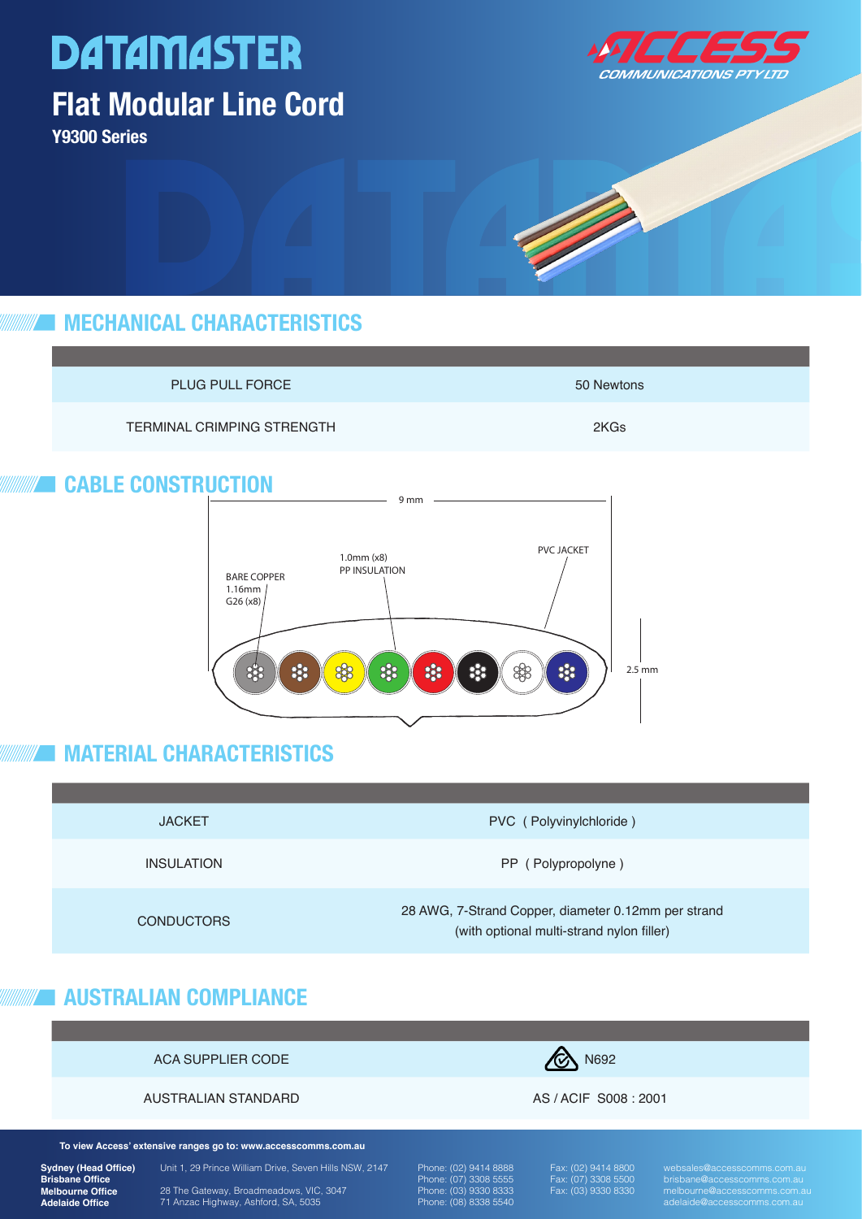# DATAMASTER

## Flat Modular Line Cord

**Y9300 Series**

ACCESS COMMUNICATIONS PTY LTD

## MECHANICAL CHARACTERISTICS

| | |
|---|---|
| PLUG PULL FORCE | 50 Newtons |
| TERMINAL CRIMPING STRENGTH | 2KGs |

## CABLE CONSTRUCTION

9 mm

1.0mm (x8)
PP INSULATION

PVC JACKET

BARE COPPER
1.16mm
G26 (x8)

2.5 mm

## MATERIAL CHARACTERISTICS

| | |
|---|---|
| JACKET | PVC ( Polyvinylchloride ) |
| INSULATION | PP ( Polypropolyne ) |
| CONDUCTORS | 28 AWG, 7-Strand Copper, diameter 0.12mm per strand (with optional multi-strand nylon filler) |

## AUSTRALIAN COMPLIANCE

| | |
|---|---|
| ACA SUPPLIER CODE | N692 |
| AUSTRALIAN STANDARD | AS / ACIF S008 : 2001 |

**To view Access' extensive ranges go to: www.accesscomms.com.au**

**Sydney (Head Office)** Unit 1, 29 Prince William Drive, Seven Hills NSW, 2147 Phone: (02) 9414 8888 Fax: (02) 9414 8800 websales@accesscomms.com.au

**Brisbane Office** Phone: (07) 3308 5555 Fax: (07) 3308 5500 brisbane@accesscomms.com.au

**Melbourne Office** 28 The Gateway, Broadmeadows, VIC, 3047 Phone: (03) 9330 8333 Fax: (03) 9330 8330 melbourne@accesscomms.com.au

**Adelaide Office** 71 Anzac Highway, Ashford, SA, 5035 Phone: (08) 8338 5540 adelaide@accesscomms.com.au